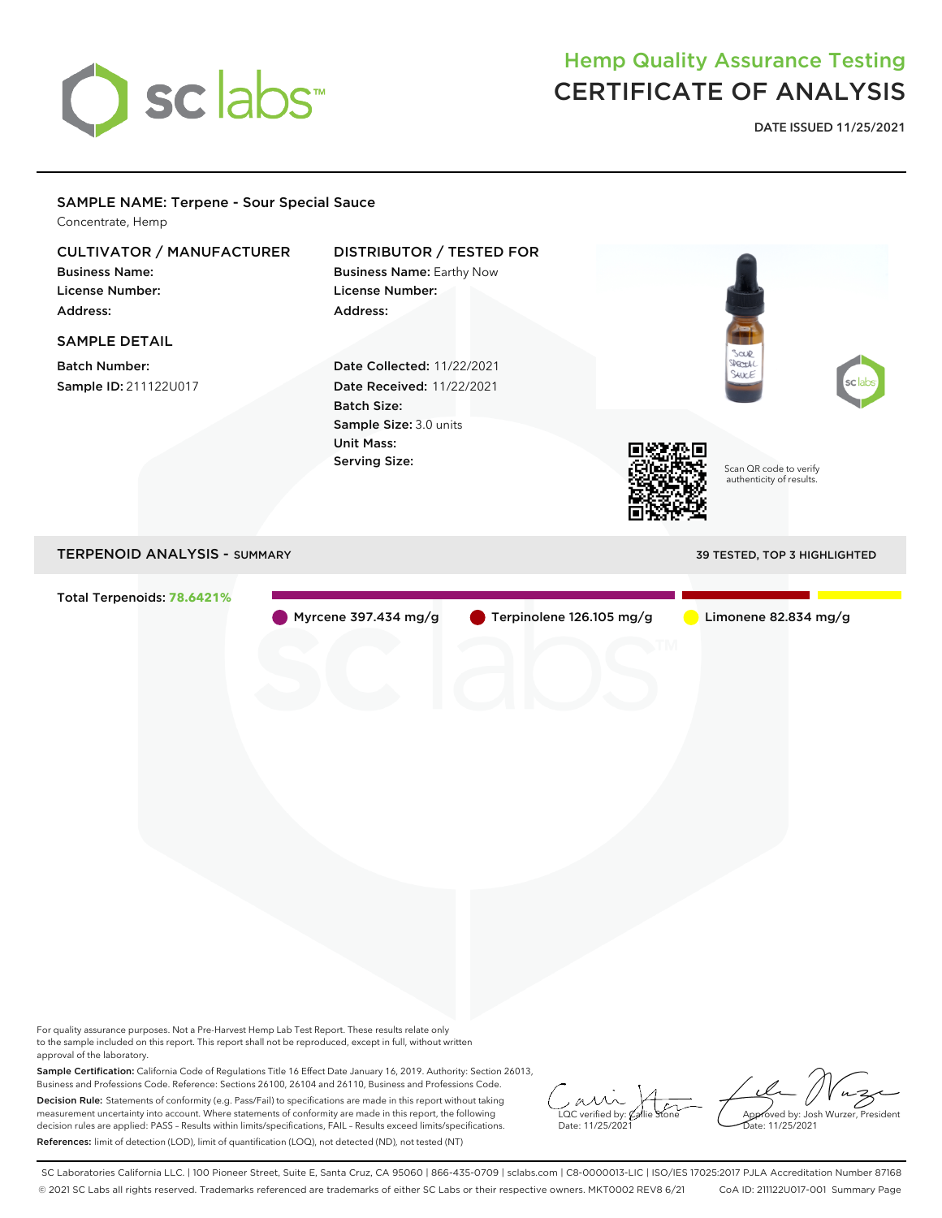# Hemp Quality Assurance Testing
# CERTIFICATE OF ANALYSIS

**DATE ISSUED 11/25/2021**

## SAMPLE NAME: Terpene - Sour Special Sauce

Concentrate, Hemp

### CULTIVATOR / MANUFACTURER

**Business Name:**
**License Number:**
**Address:**

### DISTRIBUTOR / TESTED FOR

**Business Name:** Earthy Now
**License Number:**
**Address:**

### SAMPLE DETAIL

**Batch Number:**
**Sample ID:** 211122U017

**Date Collected:** 11/22/2021
**Date Received:** 11/22/2021
**Batch Size:**
**Sample Size:** 3.0 units
**Unit Mass:**
**Serving Size:**

Scan QR code to verify authenticity of results.

## TERPENOID ANALYSIS - SUMMARY

39 TESTED, TOP 3 HIGHLIGHTED

**Total Terpenoids: 78.6421%**

- Myrcene 397.434 mg/g
- Terpinolene 126.105 mg/g
- Limonene 82.834 mg/g

For quality assurance purposes. Not a Pre-Harvest Hemp Lab Test Report. These results relate only to the sample included on this report. This report shall not be reproduced, except in full, without written approval of the laboratory.

**Sample Certification:** California Code of Regulations Title 16 Effect Date January 16, 2019. Authority: Section 26013, Business and Professions Code. Reference: Sections 26100, 26104 and 26110, Business and Professions Code.

**Decision Rule:** Statements of conformity (e.g. Pass/Fail) to specifications are made in this report without taking measurement uncertainty into account. Where statements of conformity are made in this report, the following decision rules are applied: PASS – Results within limits/specifications, FAIL – Results exceed limits/specifications.

**References:** limit of detection (LOD), limit of quantification (LOQ), not detected (ND), not tested (NT)

LQC verified by: Callie Stone
Date: 11/25/2021

Approved by: Josh Wurzer, President
Date: 11/25/2021

SC Laboratories California LLC. | 100 Pioneer Street, Suite E, Santa Cruz, CA 95060 | 866-435-0709 | sclabs.com | C8-0000013-LIC | ISO/IES 17025:2017 PJLA Accreditation Number 87168
© 2021 SC Labs all rights reserved. Trademarks referenced are trademarks of either SC Labs or their respective owners. MKT0002 REV8 6/21 CoA ID: 211122U017-001 Summary Page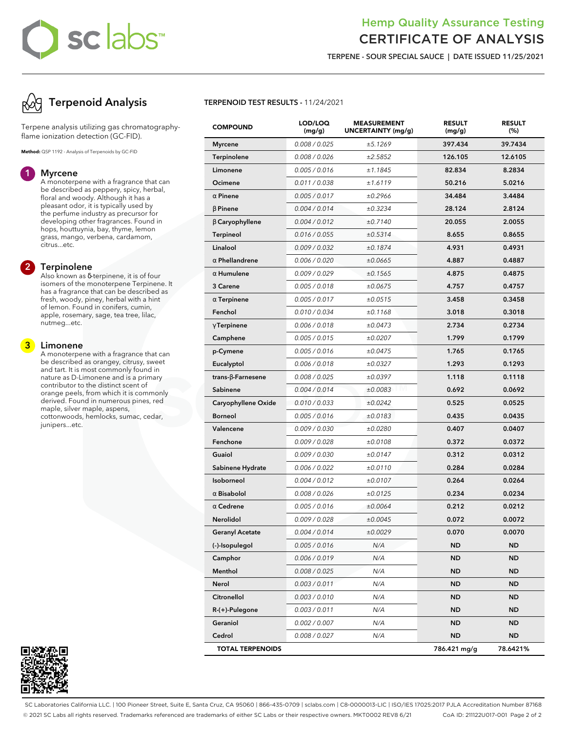# Hemp Quality Assurance Testing
# CERTIFICATE OF ANALYSIS

**TERPENE - SOUR SPECIAL SAUCE | DATE ISSUED 11/25/2021**

## Terpenoid Analysis

Terpene analysis utilizing gas chromatography-flame ionization detection (GC-FID).

**Method:** QSP 1192 - Analysis of Terpenoids by GC-FID

### 1 Myrcene

A monoterpene with a fragrance that can be described as peppery, spicy, herbal, floral and woody. Although it has a pleasant odor, it is typically used by the perfume industry as precursor for developing other fragrances. Found in hops, houttuynia, bay, thyme, lemon grass, mango, verbena, cardamom, citrus...etc.

### 2 Terpinolene

Also known as δ-terpinene, it is of four isomers of the monoterpene Terpinene. It has a fragrance that can be described as fresh, woody, piney, herbal with a hint of lemon. Found in conifers, cumin, apple, rosemary, sage, tea tree, lilac, nutmeg...etc.

### 3 Limonene

A monoterpene with a fragrance that can be described as orangey, citrusy, sweet and tart. It is most commonly found in nature as D-Limonene and is a primary contributor to the distinct scent of orange peels, from which it is commonly derived. Found in numerous pines, red maple, silver maple, aspens, cottonwoods, hemlocks, sumac, cedar, junipers...etc.

**TERPENOID TEST RESULTS** - 11/24/2021

| COMPOUND | LOD/LOQ (mg/g) | MEASUREMENT UNCERTAINTY (mg/g) | RESULT (mg/g) | RESULT (%) |
|---|---|---|---|---|
| Myrcene | 0.008 / 0.025 | ±5.1269 | 397.434 | 39.7434 |
| Terpinolene | 0.008 / 0.026 | ±2.5852 | 126.105 | 12.6105 |
| Limonene | 0.005 / 0.016 | ±1.1845 | 82.834 | 8.2834 |
| Ocimene | 0.011 / 0.038 | ±1.6119 | 50.216 | 5.0216 |
| α Pinene | 0.005 / 0.017 | ±0.2966 | 34.484 | 3.4484 |
| β Pinene | 0.004 / 0.014 | ±0.3234 | 28.124 | 2.8124 |
| β Caryophyllene | 0.004 / 0.012 | ±0.7140 | 20.055 | 2.0055 |
| Terpineol | 0.016 / 0.055 | ±0.5314 | 8.655 | 0.8655 |
| Linalool | 0.009 / 0.032 | ±0.1874 | 4.931 | 0.4931 |
| α Phellandrene | 0.006 / 0.020 | ±0.0665 | 4.887 | 0.4887 |
| α Humulene | 0.009 / 0.029 | ±0.1565 | 4.875 | 0.4875 |
| 3 Carene | 0.005 / 0.018 | ±0.0675 | 4.757 | 0.4757 |
| α Terpinene | 0.005 / 0.017 | ±0.0515 | 3.458 | 0.3458 |
| Fenchol | 0.010 / 0.034 | ±0.1168 | 3.018 | 0.3018 |
| γ Terpinene | 0.006 / 0.018 | ±0.0473 | 2.734 | 0.2734 |
| Camphene | 0.005 / 0.015 | ±0.0207 | 1.799 | 0.1799 |
| p-Cymene | 0.005 / 0.016 | ±0.0475 | 1.765 | 0.1765 |
| Eucalyptol | 0.006 / 0.018 | ±0.0327 | 1.293 | 0.1293 |
| trans-β-Farnesene | 0.008 / 0.025 | ±0.0397 | 1.118 | 0.1118 |
| Sabinene | 0.004 / 0.014 | ±0.0083 | 0.692 | 0.0692 |
| Caryophyllene Oxide | 0.010 / 0.033 | ±0.0242 | 0.525 | 0.0525 |
| Borneol | 0.005 / 0.016 | ±0.0183 | 0.435 | 0.0435 |
| Valencene | 0.009 / 0.030 | ±0.0280 | 0.407 | 0.0407 |
| Fenchone | 0.009 / 0.028 | ±0.0108 | 0.372 | 0.0372 |
| Guaiol | 0.009 / 0.030 | ±0.0147 | 0.312 | 0.0312 |
| Sabinene Hydrate | 0.006 / 0.022 | ±0.0110 | 0.284 | 0.0284 |
| Isoborneol | 0.004 / 0.012 | ±0.0107 | 0.264 | 0.0264 |
| α Bisabolol | 0.008 / 0.026 | ±0.0125 | 0.234 | 0.0234 |
| α Cedrene | 0.005 / 0.016 | ±0.0064 | 0.212 | 0.0212 |
| Nerolidol | 0.009 / 0.028 | ±0.0045 | 0.072 | 0.0072 |
| Geranyl Acetate | 0.004 / 0.014 | ±0.0029 | 0.070 | 0.0070 |
| (-)-Isopulegol | 0.005 / 0.016 | N/A | ND | ND |
| Camphor | 0.006 / 0.019 | N/A | ND | ND |
| Menthol | 0.008 / 0.025 | N/A | ND | ND |
| Nerol | 0.003 / 0.011 | N/A | ND | ND |
| Citronellol | 0.003 / 0.010 | N/A | ND | ND |
| R-(+)-Pulegone | 0.003 / 0.011 | N/A | ND | ND |
| Geraniol | 0.002 / 0.007 | N/A | ND | ND |
| Cedrol | 0.008 / 0.027 | N/A | ND | ND |
| **TOTAL TERPENOIDS** | | | **786.421 mg/g** | **78.6421%** |

SC Laboratories California LLC. | 100 Pioneer Street, Suite E, Santa Cruz, CA 95060 | 866-435-0709 | sclabs.com | C8-0000013-LIC | ISO/IES 17025:2017 PJLA Accreditation Number 87168

© 2021 SC Labs all rights reserved. Trademarks referenced are trademarks of either SC Labs or their respective owners. MKT0002 REV8 6/21 CoA ID: 211122U017-001